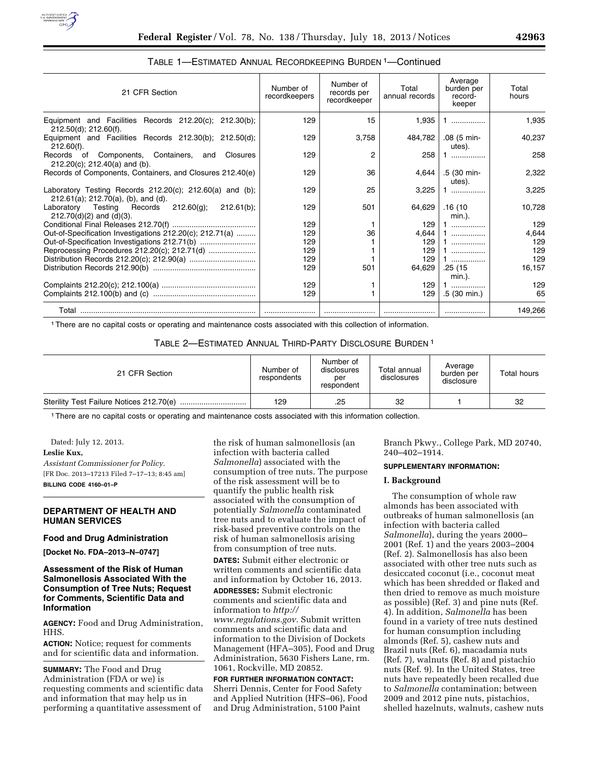TABLE 1—ESTIMATED ANNUAL RECORDKEEPING BURDEN [1]—Continued

| 21 CFR Section | Number of recordkeepers | Number of records per recordkeeper | Total annual records | Average burden per record-keeper | Total hours |
|---|---|---|---|---|---|
| Equipment and Facilities Records 212.20(c); 212.30(b); 212.50(d); 212.60(f). | 129 | 15 | 1,935 | 1 | 1,935 |
| Equipment and Facilities Records 212.30(b); 212.50(d); 212.60(f). | 129 | 3,758 | 484,782 | .08 (5 minutes). | 40,237 |
| Records of Components, Containers, and Closures 212.20(c); 212.40(a) and (b). | 129 | 2 | 258 | 1 | 258 |
| Records of Components, Containers, and Closures 212.40(e) | 129 | 36 | 4,644 | .5 (30 minutes). | 2,322 |
| Laboratory Testing Records 212.20(c); 212.60(a) and (b); 212.61(a); 212.70(a), (b), and (d). | 129 | 25 | 3,225 | 1 | 3,225 |
| Laboratory Testing Records 212.60(g); 212.61(b); 212.70(d)(2) and (d)(3). | 129 | 501 | 64,629 | .16 (10 min.). | 10,728 |
| Conditional Final Releases 212.70(f) | 129 | 1 | 129 | 1 | 129 |
| Out-of-Specification Investigations 212.20(c); 212.71(a) | 129 | 36 | 4,644 | 1 | 4,644 |
| Out-of-Specification Investigations 212.71(b) | 129 | 1 | 129 | 1 | 129 |
| Reprocessing Procedures 212.20(c); 212.71(d) | 129 | 1 | 129 | 1 | 129 |
| Distribution Records 212.20(c); 212.90(a) | 129 | 1 | 129 | 1 | 129 |
| Distribution Records 212.90(b) | 129 | 501 | 64,629 | .25 (15 min.). | 16,157 |
| Complaints 212.20(c); 212.100(a) | 129 | 1 | 129 | 1 | 129 |
| Complaints 212.100(b) and (c) | 129 | 1 | 129 | .5 (30 min.) | 65 |
| Total | | | | | 149,266 |

[1] There are no capital costs or operating and maintenance costs associated with this collection of information.

TABLE 2—ESTIMATED ANNUAL THIRD-PARTY DISCLOSURE BURDEN [1]

| 21 CFR Section | Number of respondents | Number of disclosures per respondent | Total annual disclosures | Average burden per disclosure | Total hours |
|---|---|---|---|---|---|
| Sterility Test Failure Notices 212.70(e) | 129 | .25 | 32 | 1 | 32 |

[1] There are no capital costs or operating and maintenance costs associated with this information collection.

Dated: July 12, 2013.

**Leslie Kux,**

*Assistant Commissioner for Policy.*

[FR Doc. 2013–17213 Filed 7–17–13; 8:45 am]

**BILLING CODE 4160–01–P**

## DEPARTMENT OF HEALTH AND HUMAN SERVICES

### Food and Drug Administration

**[Docket No. FDA–2013–N–0747]**

### Assessment of the Risk of Human Salmonellosis Associated With the Consumption of Tree Nuts; Request for Comments, Scientific Data and Information

**AGENCY:** Food and Drug Administration, HHS.

**ACTION:** Notice; request for comments and for scientific data and information.

**SUMMARY:** The Food and Drug Administration (FDA or we) is requesting comments and scientific data and information that may help us in performing a quantitative assessment of the risk of human salmonellosis (an infection with bacteria called *Salmonella*) associated with the consumption of tree nuts. The purpose of the risk assessment will be to quantify the public health risk associated with the consumption of potentially *Salmonella* contaminated tree nuts and to evaluate the impact of risk-based preventive controls on the risk of human salmonellosis arising from consumption of tree nuts.

**DATES:** Submit either electronic or written comments and scientific data and information by October 16, 2013.

**ADDRESSES:** Submit electronic comments and scientific data and information to *http://www.regulations.gov*. Submit written comments and scientific data and information to the Division of Dockets Management (HFA–305), Food and Drug Administration, 5630 Fishers Lane, rm. 1061, Rockville, MD 20852.

**FOR FURTHER INFORMATION CONTACT:** Sherri Dennis, Center for Food Safety and Applied Nutrition (HFS–06), Food and Drug Administration, 5100 Paint Branch Pkwy., College Park, MD 20740, 240–402–1914.

**SUPPLEMENTARY INFORMATION:**

### I. Background

The consumption of whole raw almonds has been associated with outbreaks of human salmonellosis (an infection with bacteria called *Salmonella*), during the years 2000–2001 (Ref. 1) and the years 2003–2004 (Ref. 2). Salmonellosis has also been associated with other tree nuts such as desiccated coconut (i.e., coconut meat which has been shredded or flaked and then dried to remove as much moisture as possible) (Ref. 3) and pine nuts (Ref. 4). In addition, *Salmonella* has been found in a variety of tree nuts destined for human consumption including almonds (Ref. 5), cashew nuts and Brazil nuts (Ref. 6), macadamia nuts (Ref. 7), walnuts (Ref. 8) and pistachio nuts (Ref. 9). In the United States, tree nuts have repeatedly been recalled due to *Salmonella* contamination; between 2009 and 2012 pine nuts, pistachios, shelled hazelnuts, walnuts, cashew nuts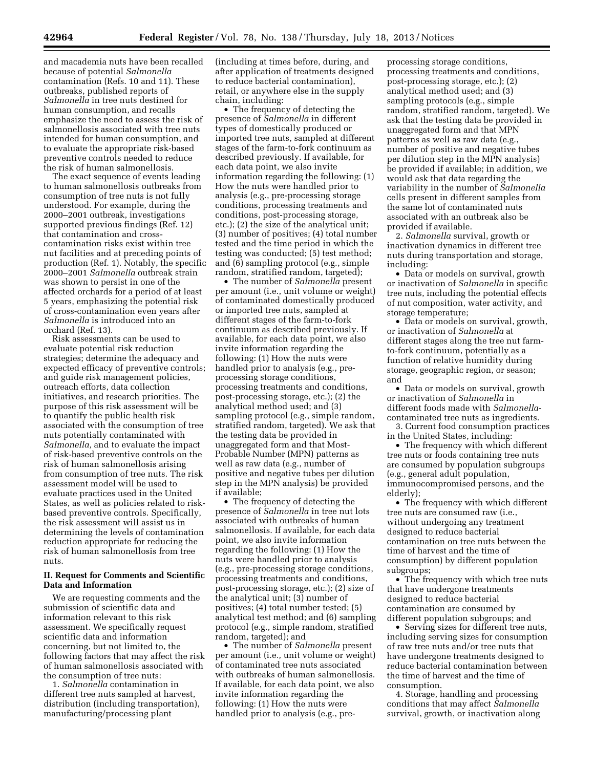and macademia nuts have been recalled because of potential *Salmonella* contamination (Refs. 10 and 11). These outbreaks, published reports of *Salmonella* in tree nuts destined for human consumption, and recalls emphasize the need to assess the risk of salmonellosis associated with tree nuts intended for human consumption, and to evaluate the appropriate risk-based preventive controls needed to reduce the risk of human salmonellosis.

The exact sequence of events leading to human salmonellosis outbreaks from consumption of tree nuts is not fully understood. For example, during the 2000–2001 outbreak, investigations supported previous findings (Ref. 12) that contamination and cross-contamination risks exist within tree nut facilities and at preceding points of production (Ref. 1). Notably, the specific 2000–2001 *Salmonella* outbreak strain was shown to persist in one of the affected orchards for a period of at least 5 years, emphasizing the potential risk of cross-contamination even years after *Salmonella* is introduced into an orchard (Ref. 13).

Risk assessments can be used to evaluate potential risk reduction strategies; determine the adequacy and expected efficacy of preventive controls; and guide risk management policies, outreach efforts, data collection initiatives, and research priorities. The purpose of this risk assessment will be to quantify the public health risk associated with the consumption of tree nuts potentially contaminated with *Salmonella,* and to evaluate the impact of risk-based preventive controls on the risk of human salmonellosis arising from consumption of tree nuts. The risk assessment model will be used to evaluate practices used in the United States, as well as policies related to risk-based preventive controls. Specifically, the risk assessment will assist us in determining the levels of contamination reduction appropriate for reducing the risk of human salmonellosis from tree nuts.

## II. Request for Comments and Scientific Data and Information

We are requesting comments and the submission of scientific data and information relevant to this risk assessment. We specifically request scientific data and information concerning, but not limited to, the following factors that may affect the risk of human salmonellosis associated with the consumption of tree nuts:

1. *Salmonella* contamination in different tree nuts sampled at harvest, distribution (including transportation), manufacturing/processing plant (including at times before, during, and after application of treatments designed to reduce bacterial contamination), retail, or anywhere else in the supply chain, including:

- The frequency of detecting the presence of *Salmonella* in different types of domestically produced or imported tree nuts, sampled at different stages of the farm-to-fork continuum as described previously. If available, for each data point, we also invite information regarding the following: (1) How the nuts were handled prior to analysis (e.g., pre-processing storage conditions, processing treatments and conditions, post-processing storage, etc.); (2) the size of the analytical unit; (3) number of positives; (4) total number tested and the time period in which the testing was conducted; (5) test method; and (6) sampling protocol (e.g., simple random, stratified random, targeted);
- The number of *Salmonella* present per amount (i.e., unit volume or weight) of contaminated domestically produced or imported tree nuts, sampled at different stages of the farm-to-fork continuum as described previously. If available, for each data point, we also invite information regarding the following: (1) How the nuts were handled prior to analysis (e.g., pre-processing storage conditions, processing treatments and conditions, post-processing storage, etc.); (2) the analytical method used; and (3) sampling protocol (e.g., simple random, stratified random, targeted). We ask that the testing data be provided in unaggregated form and that Most-Probable Number (MPN) patterns as well as raw data (e.g., number of positive and negative tubes per dilution step in the MPN analysis) be provided if available;
- The frequency of detecting the presence of *Salmonella* in tree nut lots associated with outbreaks of human salmonellosis. If available, for each data point, we also invite information regarding the following: (1) How the nuts were handled prior to analysis (e.g., pre-processing storage conditions, processing treatments and conditions, post-processing storage, etc.); (2) size of the analytical unit; (3) number of positives; (4) total number tested; (5) analytical test method; and (6) sampling protocol (e.g., simple random, stratified random, targeted); and
- The number of *Salmonella* present per amount (i.e., unit volume or weight) of contaminated tree nuts associated with outbreaks of human salmonellosis. If available, for each data point, we also invite information regarding the following: (1) How the nuts were handled prior to analysis (e.g., pre-processing storage conditions, processing treatments and conditions, post-processing storage, etc.); (2) analytical method used; and (3) sampling protocols (e.g., simple random, stratified random, targeted). We ask that the testing data be provided in unaggregated form and that MPN patterns as well as raw data (e.g., number of positive and negative tubes per dilution step in the MPN analysis) be provided if available; in addition, we would ask that data regarding the variability in the number of *Salmonella* cells present in different samples from the same lot of contaminated nuts associated with an outbreak also be provided if available.

2. *Salmonella* survival, growth or inactivation dynamics in different tree nuts during transportation and storage, including:

- Data or models on survival, growth or inactivation of *Salmonella* in specific tree nuts, including the potential effects of nut composition, water activity, and storage temperature;
- Data or models on survival, growth, or inactivation of *Salmonella* at different stages along the tree nut farm-to-fork continuum, potentially as a function of relative humidity during storage, geographic region, or season; and
- Data or models on survival, growth or inactivation of *Salmonella* in different foods made with *Salmonella*-contaminated tree nuts as ingredients.

3. Current food consumption practices in the United States, including:

- The frequency with which different tree nuts or foods containing tree nuts are consumed by population subgroups (e.g., general adult population, immunocompromised persons, and the elderly);
- The frequency with which different tree nuts are consumed raw (i.e., without undergoing any treatment designed to reduce bacterial contamination on tree nuts between the time of harvest and the time of consumption) by different population subgroups;
- The frequency with which tree nuts that have undergone treatments designed to reduce bacterial contamination are consumed by different population subgroups; and
- Serving sizes for different tree nuts, including serving sizes for consumption of raw tree nuts and/or tree nuts that have undergone treatments designed to reduce bacterial contamination between the time of harvest and the time of consumption.

4. Storage, handling and processing conditions that may affect *Salmonella* survival, growth, or inactivation along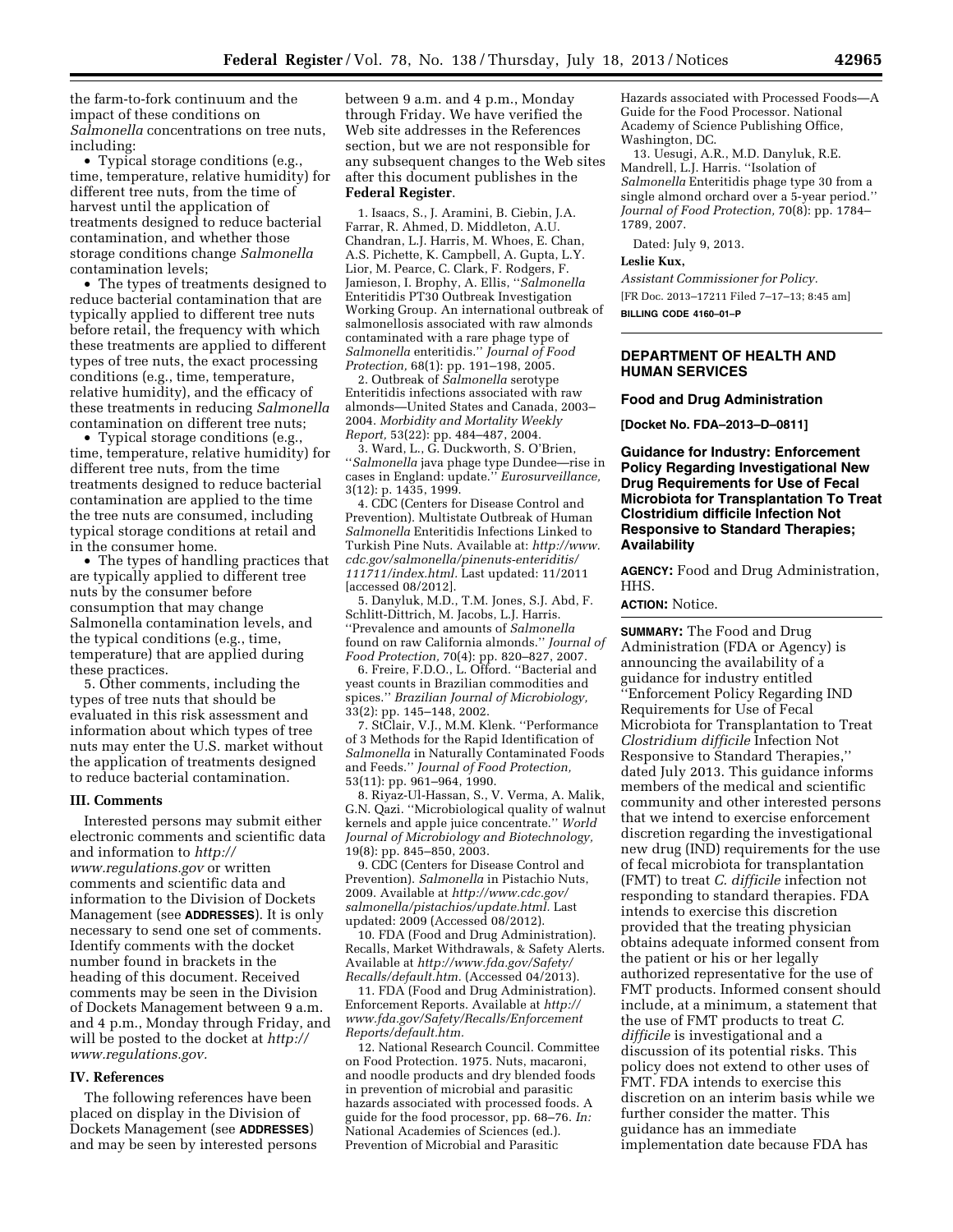the farm-to-fork continuum and the impact of these conditions on *Salmonella* concentrations on tree nuts, including:

- Typical storage conditions (e.g., time, temperature, relative humidity) for different tree nuts, from the time of harvest until the application of treatments designed to reduce bacterial contamination, and whether those storage conditions change *Salmonella* contamination levels;
- The types of treatments designed to reduce bacterial contamination that are typically applied to different tree nuts before retail, the frequency with which these treatments are applied to different types of tree nuts, the exact processing conditions (e.g., time, temperature, relative humidity), and the efficacy of these treatments in reducing *Salmonella* contamination on different tree nuts;
- Typical storage conditions (e.g., time, temperature, relative humidity) for different tree nuts, from the time treatments designed to reduce bacterial contamination are applied to the time the tree nuts are consumed, including typical storage conditions at retail and in the consumer home.
- The types of handling practices that are typically applied to different tree nuts by the consumer before consumption that may change Salmonella contamination levels, and the typical conditions (e.g., time, temperature) that are applied during these practices.

5. Other comments, including the types of tree nuts that should be evaluated in this risk assessment and information about which types of tree nuts may enter the U.S. market without the application of treatments designed to reduce bacterial contamination.

## III. Comments

Interested persons may submit either electronic comments and scientific data and information to *http://www.regulations.gov* or written comments and scientific data and information to the Division of Dockets Management (see **ADDRESSES**). It is only necessary to send one set of comments. Identify comments with the docket number found in brackets in the heading of this document. Received comments may be seen in the Division of Dockets Management between 9 a.m. and 4 p.m., Monday through Friday, and will be posted to the docket at *http://www.regulations.gov.*

## IV. References

The following references have been placed on display in the Division of Dockets Management (see **ADDRESSES**) and may be seen by interested persons between 9 a.m. and 4 p.m., Monday through Friday. We have verified the Web site addresses in the References section, but we are not responsible for any subsequent changes to the Web sites after this document publishes in the **Federal Register**.

1. Isaacs, S., J. Aramini, B. Ciebin, J.A. Farrar, R. Ahmed, D. Middleton, A.U. Chandran, L.J. Harris, M. Whoes, E. Chan, A.S. Pichette, K. Campbell, A. Gupta, L.Y. Lior, M. Pearce, C. Clark, F. Rodgers, F. Jamieson, I. Brophy, A. Ellis, ''*Salmonella* Enteritidis PT30 Outbreak Investigation Working Group. An international outbreak of salmonellosis associated with raw almonds contaminated with a rare phage type of *Salmonella* enteritidis.'' *Journal of Food Protection,* 68(1): pp. 191–198, 2005.

2. Outbreak of *Salmonella* serotype Enteritidis infections associated with raw almonds—United States and Canada, 2003–2004. *Morbidity and Mortality Weekly Report,* 53(22): pp. 484–487, 2004.

3. Ward, L., G. Duckworth, S. O'Brien, ''*Salmonella* java phage type Dundee—rise in cases in England: update.'' *Eurosurveillance,* 3(12): p. 1435, 1999.

4. CDC (Centers for Disease Control and Prevention). Multistate Outbreak of Human *Salmonella* Enteritidis Infections Linked to Turkish Pine Nuts. Available at: *http://www.cdc.gov/salmonella/pinenuts-enteriditis/111711/index.html.* Last updated: 11/2011 [accessed 08/2012].

5. Danyluk, M.D., T.M. Jones, S.J. Abd, F. Schlitt-Dittrich, M. Jacobs, L.J. Harris. ''Prevalence and amounts of *Salmonella* found on raw California almonds.'' *Journal of Food Protection,* 70(4): pp. 820–827, 2007.

6. Freire, F.D.O., L. Offord. ''Bacterial and yeast counts in Brazilian commodities and spices.'' *Brazilian Journal of Microbiology,* 33(2): pp. 145–148, 2002.

7. StClair, V.J., M.M. Klenk. ''Performance of 3 Methods for the Rapid Identification of *Salmonella* in Naturally Contaminated Foods and Feeds.'' *Journal of Food Protection,* 53(11): pp. 961–964, 1990.

8. Riyaz-Ul-Hassan, S., V. Verma, A. Malik, G.N. Qazi. ''Microbiological quality of walnut kernels and apple juice concentrate.'' *World Journal of Microbiology and Biotechnology,* 19(8): pp. 845–850, 2003.

9. CDC (Centers for Disease Control and Prevention). *Salmonella* in Pistachio Nuts, 2009. Available at *http://www.cdc.gov/salmonella/pistachios/update.html.* Last updated: 2009 (Accessed 08/2012).

10. FDA (Food and Drug Administration). Recalls, Market Withdrawals, & Safety Alerts. Available at *http://www.fda.gov/Safety/Recalls/default.htm.* (Accessed 04/2013).

11. FDA (Food and Drug Administration). Enforcement Reports. Available at *http://www.fda.gov/Safety/Recalls/Enforcement Reports/default.htm.*

12. National Research Council. Committee on Food Protection. 1975. Nuts, macaroni, and noodle products and dry blended foods in prevention of microbial and parasitic hazards associated with processed foods. A guide for the food processor, pp. 68–76. *In:* National Academies of Sciences (ed.). Prevention of Microbial and Parasitic Hazards associated with Processed Foods—A Guide for the Food Processor. National Academy of Science Publishing Office, Washington, DC.

13. Uesugi, A.R., M.D. Danyluk, R.E. Mandrell, L.J. Harris. ''Isolation of *Salmonella* Enteritidis phage type 30 from a single almond orchard over a 5-year period.'' *Journal of Food Protection,* 70(8): pp. 1784–1789, 2007.

Dated: July 9, 2013.

**Leslie Kux,**

*Assistant Commissioner for Policy.*

[FR Doc. 2013–17211 Filed 7–17–13; 8:45 am]

**BILLING CODE 4160–01–P**

---

# DEPARTMENT OF HEALTH AND HUMAN SERVICES

## Food and Drug Administration

**[Docket No. FDA–2013–D–0811]**

## Guidance for Industry: Enforcement Policy Regarding Investigational New Drug Requirements for Use of Fecal Microbiota for Transplantation To Treat Clostridium difficile Infection Not Responsive to Standard Therapies; Availability

**AGENCY:** Food and Drug Administration, HHS.

**ACTION:** Notice.

**SUMMARY:** The Food and Drug Administration (FDA or Agency) is announcing the availability of a guidance for industry entitled ''Enforcement Policy Regarding IND Requirements for Use of Fecal Microbiota for Transplantation to Treat *Clostridium difficile* Infection Not Responsive to Standard Therapies,'' dated July 2013. This guidance informs members of the medical and scientific community and other interested persons that we intend to exercise enforcement discretion regarding the investigational new drug (IND) requirements for the use of fecal microbiota for transplantation (FMT) to treat *C. difficile* infection not responding to standard therapies. FDA intends to exercise this discretion provided that the treating physician obtains adequate informed consent from the patient or his or her legally authorized representative for the use of FMT products. Informed consent should include, at a minimum, a statement that the use of FMT products to treat *C. difficile* is investigational and a discussion of its potential risks. This policy does not extend to other uses of FMT. FDA intends to exercise this discretion on an interim basis while we further consider the matter. This guidance has an immediate implementation date because FDA has